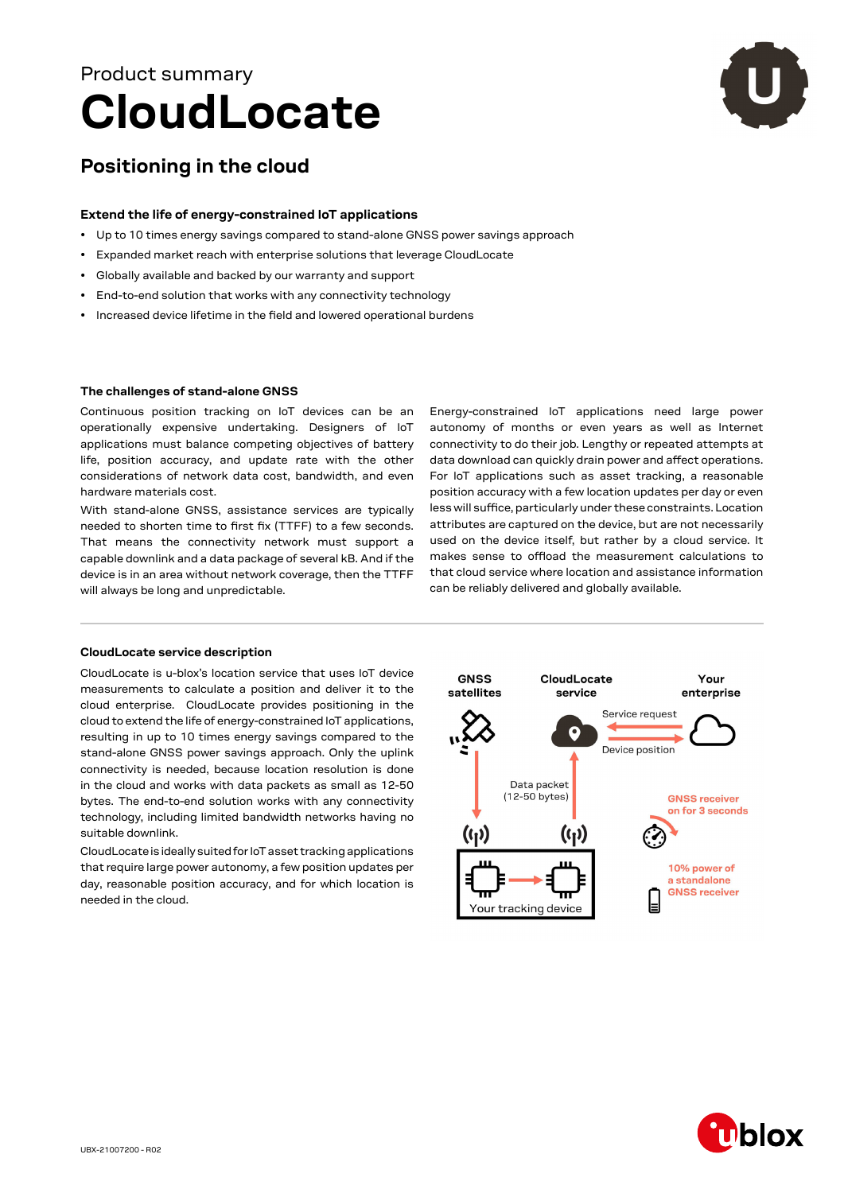Product summary

# CloudLocate

## Positioning in the cloud

### Extend the life of energy-constrained IoT applications

- Up to 10 times energy savings compared to stand-alone GNSS power savings approach
- Expanded market reach with enterprise solutions that leverage CloudLocate
- Globally available and backed by our warranty and support
- End-to-end solution that works with any connectivity technology
- Increased device lifetime in the field and lowered operational burdens

### The challenges of stand-alone GNSS

Continuous position tracking on IoT devices can be an operationally expensive undertaking. Designers of IoT applications must balance competing objectives of battery life, position accuracy, and update rate with the other considerations of network data cost, bandwidth, and even hardware materials cost.

With stand-alone GNSS, assistance services are typically needed to shorten time to first fix (TTFF) to a few seconds. That means the connectivity network must support a capable downlink and a data package of several kB. And if the device is in an area without network coverage, then the TTFF will always be long and unpredictable.

Energy-constrained IoT applications need large power autonomy of months or even years as well as Internet connectivity to do their job. Lengthy or repeated attempts at data download can quickly drain power and affect operations. For IoT applications such as asset tracking, a reasonable position accuracy with a few location updates per day or even less will suffice, particularly under these constraints. Location attributes are captured on the device, but are not necessarily used on the device itself, but rather by a cloud service. It makes sense to offload the measurement calculations to that cloud service where location and assistance information can be reliably delivered and globally available.

### CloudLocate service description

CloudLocate is u-blox's location service that uses IoT device measurements to calculate a position and deliver it to the cloud enterprise. CloudLocate provides positioning in the cloud to extend the life of energy-constrained IoT applications, resulting in up to 10 times energy savings compared to the stand-alone GNSS power savings approach. Only the uplink connectivity is needed, because location resolution is done in the cloud and works with data packets as small as 12-50 bytes. The end-to-end solution works with any connectivity technology, including limited bandwidth networks having no suitable downlink.

CloudLocate is ideally suited for IoT asset tracking applications that require large power autonomy, a few position updates per day, reasonable position accuracy, and for which location is needed in the cloud.

GNSS satellites | CloudLocate service | Your enterprise

Service request

Device position

Data packet (12-50 bytes)

Your tracking device

GNSS receiver on for 3 seconds

10% power of a standalone GNSS receiver

UBX-21007200 - R02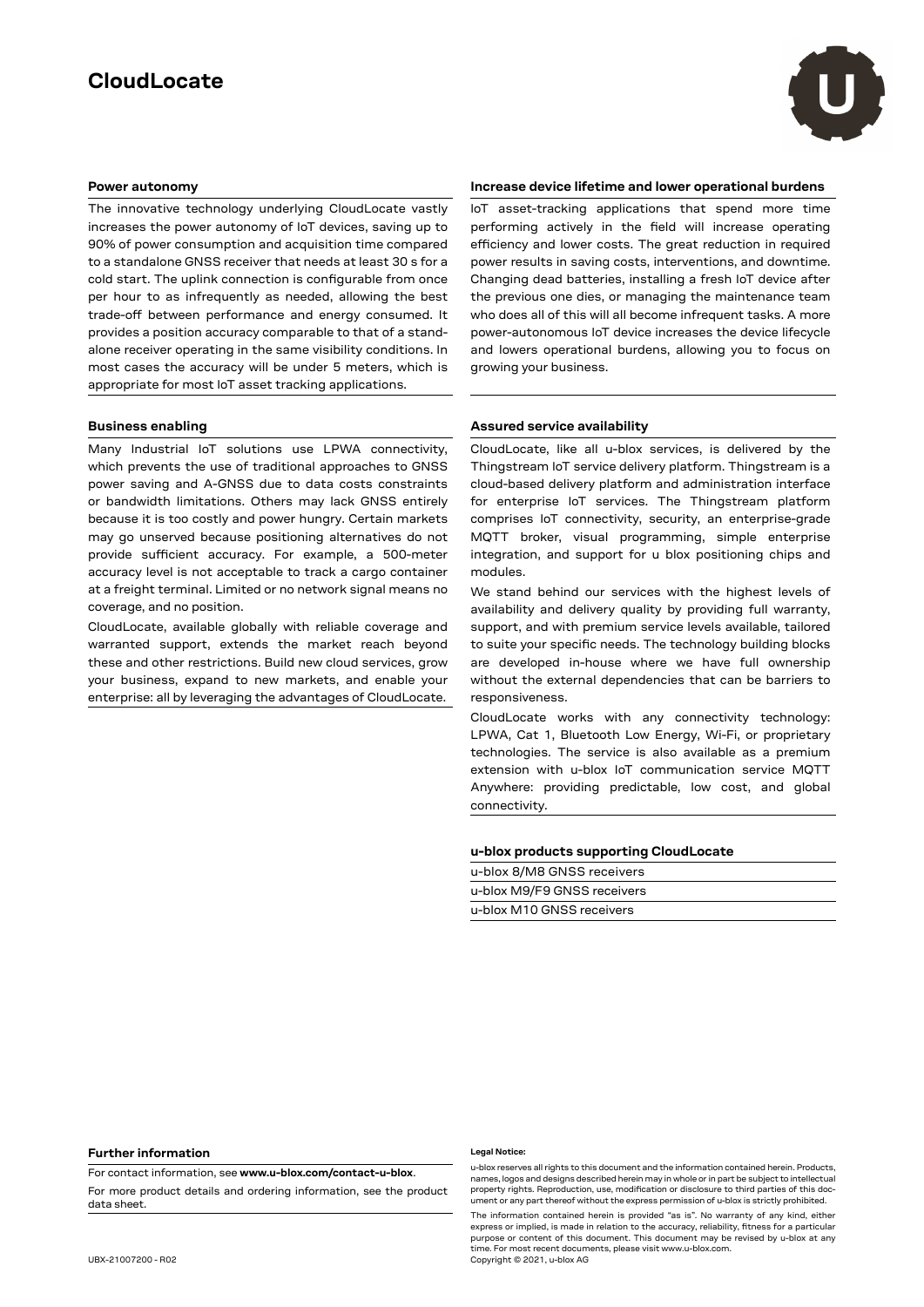# CloudLocate

### Power autonomy

The innovative technology underlying CloudLocate vastly increases the power autonomy of IoT devices, saving up to 90% of power consumption and acquisition time compared to a standalone GNSS receiver that needs at least 30 s for a cold start. The uplink connection is configurable from once per hour to as infrequently as needed, allowing the best trade-off between performance and energy consumed. It provides a position accuracy comparable to that of a standalone receiver operating in the same visibility conditions. In most cases the accuracy will be under 5 meters, which is appropriate for most IoT asset tracking applications.

### Business enabling

Many Industrial IoT solutions use LPWA connectivity, which prevents the use of traditional approaches to GNSS power saving and A-GNSS due to data costs constraints or bandwidth limitations. Others may lack GNSS entirely because it is too costly and power hungry. Certain markets may go unserved because positioning alternatives do not provide sufficient accuracy. For example, a 500-meter accuracy level is not acceptable to track a cargo container at a freight terminal. Limited or no network signal means no coverage, and no position.

CloudLocate, available globally with reliable coverage and warranted support, extends the market reach beyond these and other restrictions. Build new cloud services, grow your business, expand to new markets, and enable your enterprise: all by leveraging the advantages of CloudLocate.

### Increase device lifetime and lower operational burdens

IoT asset-tracking applications that spend more time performing actively in the field will increase operating efficiency and lower costs. The great reduction in required power results in saving costs, interventions, and downtime. Changing dead batteries, installing a fresh IoT device after the previous one dies, or managing the maintenance team who does all of this will all become infrequent tasks. A more power-autonomous IoT device increases the device lifecycle and lowers operational burdens, allowing you to focus on growing your business.

### Assured service availability

CloudLocate, like all u-blox services, is delivered by the Thingstream IoT service delivery platform. Thingstream is a cloud-based delivery platform and administration interface for enterprise IoT services. The Thingstream platform comprises IoT connectivity, security, an enterprise-grade MQTT broker, visual programming, simple enterprise integration, and support for u blox positioning chips and modules.

We stand behind our services with the highest levels of availability and delivery quality by providing full warranty, support, and with premium service levels available, tailored to suite your specific needs. The technology building blocks are developed in-house where we have full ownership without the external dependencies that can be barriers to responsiveness.

CloudLocate works with any connectivity technology: LPWA, Cat 1, Bluetooth Low Energy, Wi-Fi, or proprietary technologies. The service is also available as a premium extension with u-blox IoT communication service MQTT Anywhere: providing predictable, low cost, and global connectivity.

### u-blox products supporting CloudLocate

- u-blox 8/M8 GNSS receivers
- u-blox M9/F9 GNSS receivers
- u-blox M10 GNSS receivers

### Further information

For contact information, see **www.u-blox.com/contact-u-blox**.

For more product details and ordering information, see the product data sheet.

UBX-21007200 - R02

**Legal Notice:**

u-blox reserves all rights to this document and the information contained herein. Products, names, logos and designs described herein may in whole or in part be subject to intellectual property rights. Reproduction, use, modification or disclosure to third parties of this document or any part thereof without the express permission of u-blox is strictly prohibited.

The information contained herein is provided "as is". No warranty of any kind, either express or implied, is made in relation to the accuracy, reliability, fitness for a particular purpose or content of this document. This document may be revised by u-blox at any time. For most recent documents, please visit www.u-blox.com.

Copyright © 2021, u-blox AG